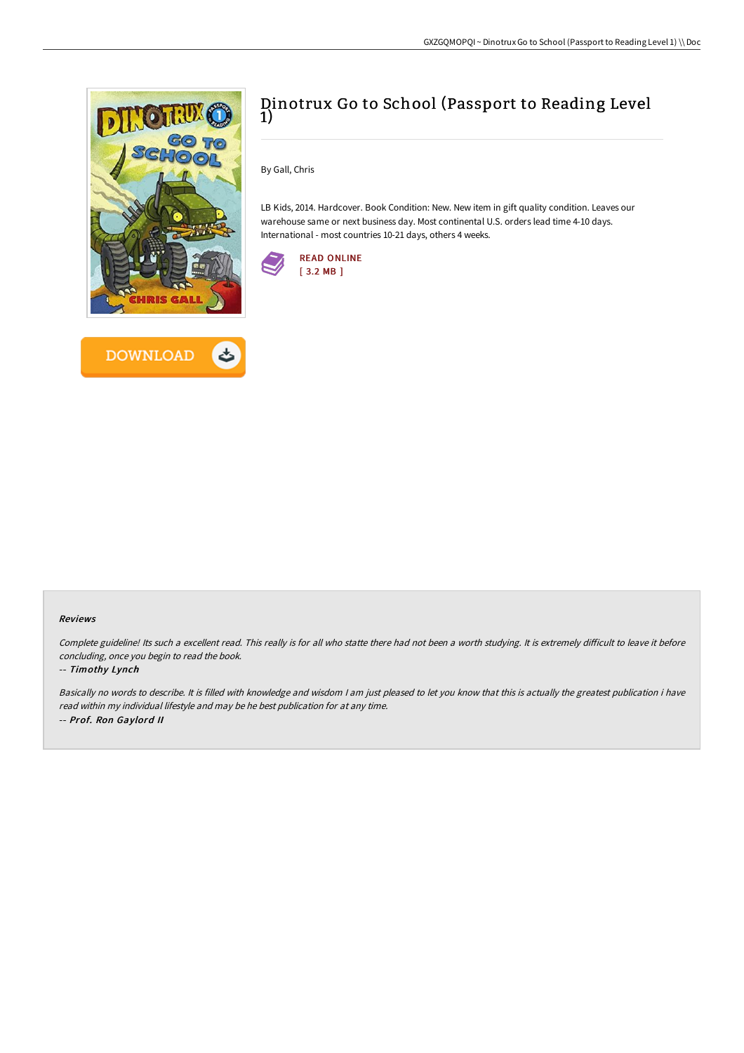# Dinotrux Go to School (Passport to Reading Level 1)

By Gall, Chris

LB Kids, 2014. Hardcover. Book Condition: New. New item in gift quality condition. Leaves our warehouse same or next business day. Most continental U.S. orders lead time 4-10 days. International - most countries 10-21 days, others 4 weeks.

READ ONLINE
[ 3.2 MB ]

DOWNLOAD

### Reviews

*Complete guideline! Its such a excellent read. This really is for all who statte there had not been a worth studying. It is extremely difficult to leave it before concluding, once you begin to read the book.*

-- ***Timothy Lynch***

*Basically no words to describe. It is filled with knowledge and wisdom I am just pleased to let you know that this is actually the greatest publication i have read within my individual lifestyle and may be he best publication for at any time.*

-- ***Prof. Ron Gaylord II***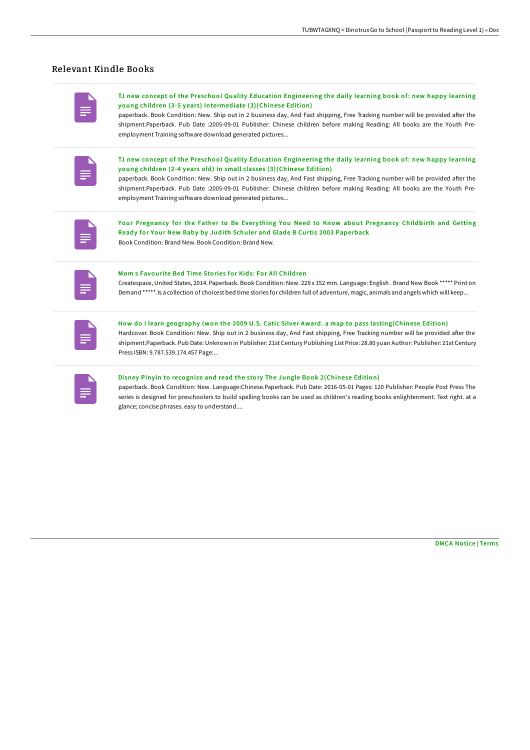## Relevant Kindle Books

**TJ new concept of the Preschool Quality Education Engineering the daily learning book of: new happy learning young children (3-5 years) Intermediate (3)(Chinese Edition)**

paperback. Book Condition: New. Ship out in 2 business day, And Fast shipping, Free Tracking number will be provided after the shipment.Paperback. Pub Date :2005-09-01 Publisher: Chinese children before making Reading: All books are the Youth Pre-employment Training software download generated pictures...

**TJ new concept of the Preschool Quality Education Engineering the daily learning book of: new happy learning young children (2-4 years old) in small classes (3)(Chinese Edition)**

paperback. Book Condition: New. Ship out in 2 business day, And Fast shipping, Free Tracking number will be provided after the shipment.Paperback. Pub Date :2005-09-01 Publisher: Chinese children before making Reading: All books are the Youth Pre-employment Training software download generated pictures...

**Your Pregnancy for the Father to Be Everything You Need to Know about Pregnancy Childbirth and Getting Ready for Your New Baby by Judith Schuler and Glade B Curtis 2003 Paperback**

Book Condition: Brand New. Book Condition: Brand New.

**Mom s Favourite Bed Time Stories for Kids: For All Children**

Createspace, United States, 2014. Paperback. Book Condition: New. 229 x 152 mm. Language: English . Brand New Book ***** Print on Demand *****.Is a collection of choicest bed time stories for children full of adventure, magic, animals and angels which will keep...

**How do I learn geography (won the 2009 U.S. Catic Silver Award. a map to pass lasting(Chinese Edition)**

Hardcover. Book Condition: New. Ship out in 2 business day, And Fast shipping, Free Tracking number will be provided after the shipment.Paperback. Pub Date: Unknown in Publisher: 21st Century Publishing List Price: 28.80 yuan Author: Publisher: 21st Century Press ISBN: 9.787.539.174.457 Page:...

**Disney Pinyin to recognize and read the story The Jungle Book 2(Chinese Edition)**

paperback. Book Condition: New. Language:Chinese.Paperback. Pub Date: 2016-05-01 Pages: 120 Publisher: People Post Press The series is designed for preschoolers to build spelling books can be used as children's reading books enlightenment. Text right. at a glance; concise phrases. easy to understand....